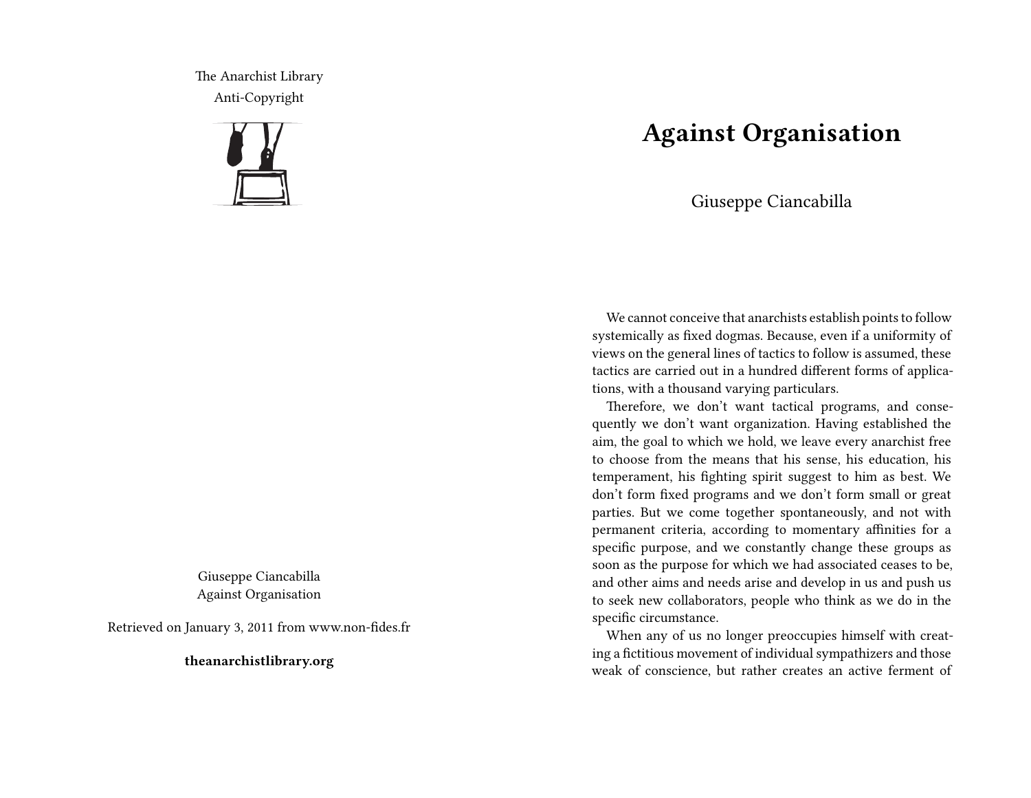The Anarchist Library
Anti-Copyright

Giuseppe Ciancabilla
Against Organisation

Retrieved on January 3, 2011 from www.non-fides.fr

**theanarchistlibrary.org**

# Against Organisation

Giuseppe Ciancabilla

We cannot conceive that anarchists establish points to follow systemically as fixed dogmas. Because, even if a uniformity of views on the general lines of tactics to follow is assumed, these tactics are carried out in a hundred different forms of applications, with a thousand varying particulars.

Therefore, we don't want tactical programs, and consequently we don't want organization. Having established the aim, the goal to which we hold, we leave every anarchist free to choose from the means that his sense, his education, his temperament, his fighting spirit suggest to him as best. We don't form fixed programs and we don't form small or great parties. But we come together spontaneously, and not with permanent criteria, according to momentary affinities for a specific purpose, and we constantly change these groups as soon as the purpose for which we had associated ceases to be, and other aims and needs arise and develop in us and push us to seek new collaborators, people who think as we do in the specific circumstance.

When any of us no longer preoccupies himself with creating a fictitious movement of individual sympathizers and those weak of conscience, but rather creates an active ferment of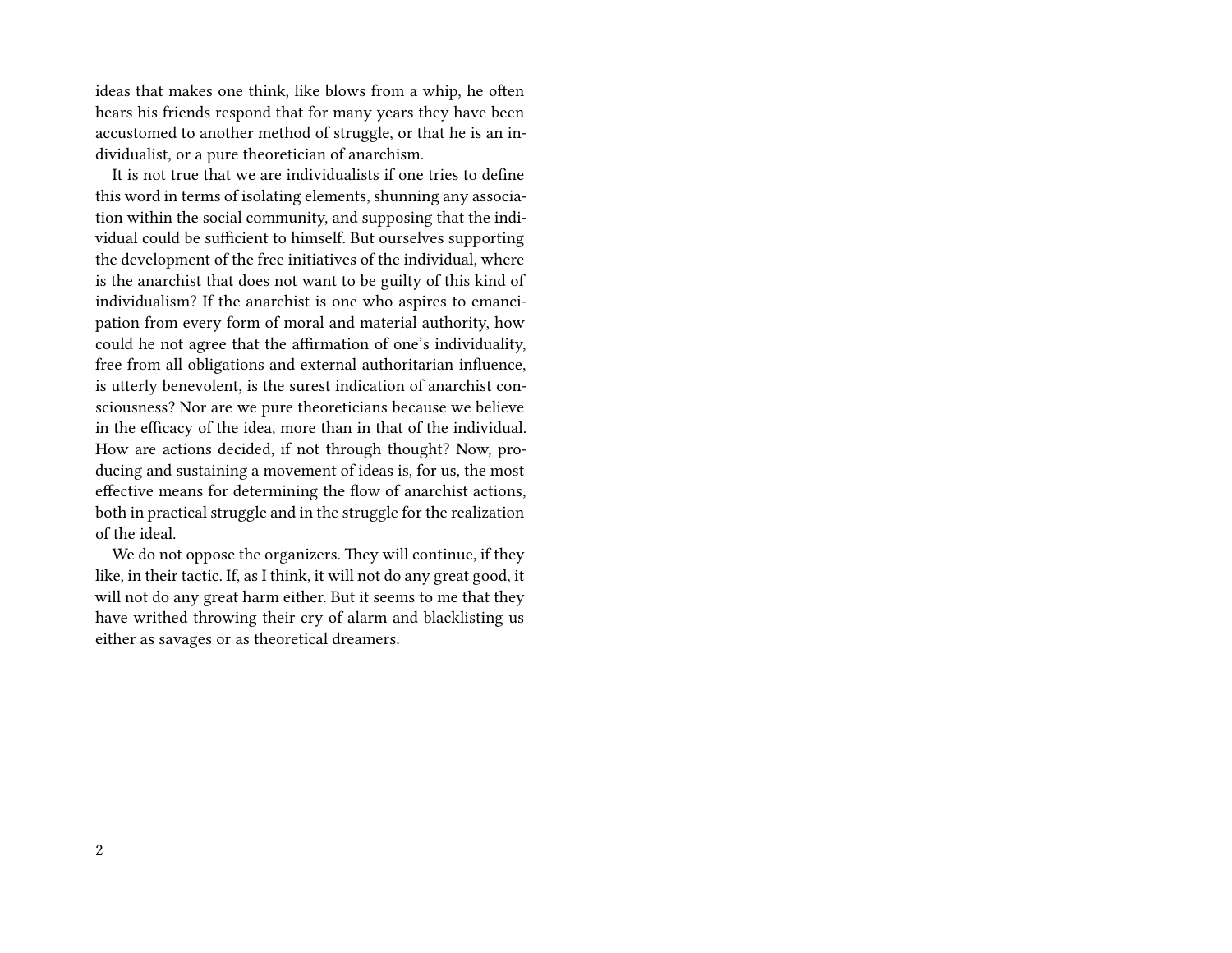ideas that makes one think, like blows from a whip, he often hears his friends respond that for many years they have been accustomed to another method of struggle, or that he is an individualist, or a pure theoretician of anarchism.

It is not true that we are individualists if one tries to define this word in terms of isolating elements, shunning any association within the social community, and supposing that the individual could be sufficient to himself. But ourselves supporting the development of the free initiatives of the individual, where is the anarchist that does not want to be guilty of this kind of individualism? If the anarchist is one who aspires to emancipation from every form of moral and material authority, how could he not agree that the affirmation of one's individuality, free from all obligations and external authoritarian influence, is utterly benevolent, is the surest indication of anarchist consciousness? Nor are we pure theoreticians because we believe in the efficacy of the idea, more than in that of the individual. How are actions decided, if not through thought? Now, producing and sustaining a movement of ideas is, for us, the most effective means for determining the flow of anarchist actions, both in practical struggle and in the struggle for the realization of the ideal.

We do not oppose the organizers. They will continue, if they like, in their tactic. If, as I think, it will not do any great good, it will not do any great harm either. But it seems to me that they have writhed throwing their cry of alarm and blacklisting us either as savages or as theoretical dreamers.